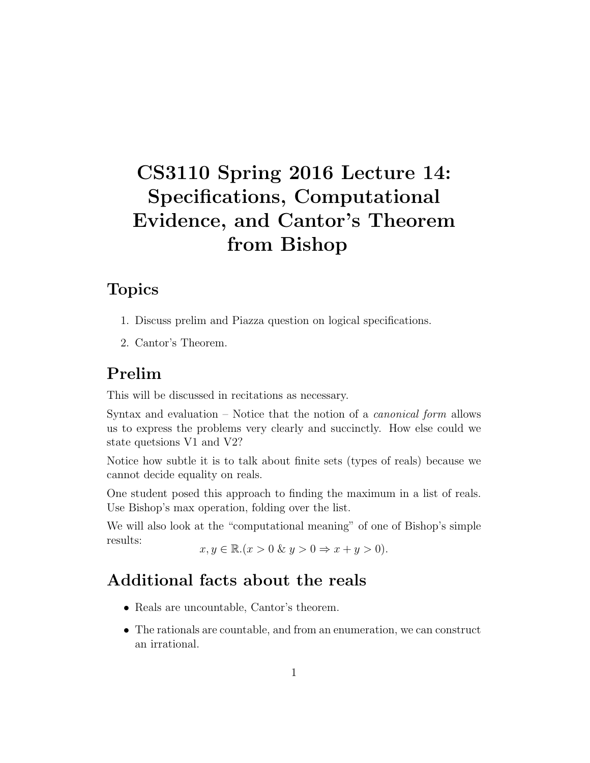# CS3110 Spring 2016 Lecture 14: Specifications, Computational Evidence, and Cantor's Theorem from Bishop

## Topics

1. Discuss prelim and Piazza question on logical specifications.
2. Cantor's Theorem.

## Prelim

This will be discussed in recitations as necessary.

Syntax and evaluation – Notice that the notion of a *canonical form* allows us to express the problems very clearly and succinctly. How else could we state quetsions V1 and V2?

Notice how subtle it is to talk about finite sets (types of reals) because we cannot decide equality on reals.

One student posed this approach to finding the maximum in a list of reals. Use Bishop's max operation, folding over the list.

We will also look at the "computational meaning" of one of Bishop's simple results:

$$x, y \in \mathbb{R}.(x > 0 \ \& \ y > 0 \Rightarrow x + y > 0).$$

## Additional facts about the reals

- Reals are uncountable, Cantor's theorem.
- The rationals are countable, and from an enumeration, we can construct an irrational.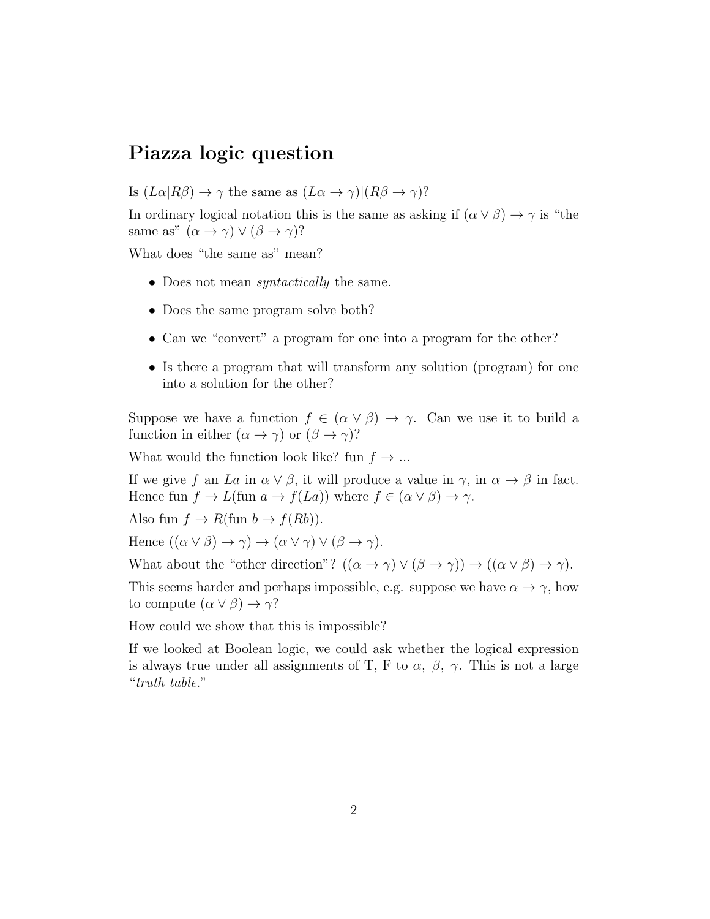## Piazza logic question

Is $(L\alpha|R\beta) \to \gamma$ the same as $(L\alpha \to \gamma)|(R\beta \to \gamma)$?

In ordinary logical notation this is the same as asking if $(\alpha \vee \beta) \to \gamma$ is "the same as" $(\alpha \to \gamma) \vee (\beta \to \gamma)$?

What does "the same as" mean?

- Does not mean *syntactically* the same.
- Does the same program solve both?
- Can we "convert" a program for one into a program for the other?
- Is there a program that will transform any solution (program) for one into a solution for the other?

Suppose we have a function $f \in (\alpha \vee \beta) \to \gamma$. Can we use it to build a function in either $(\alpha \to \gamma)$ or $(\beta \to \gamma)$?

What would the function look like? fun $f \to$ ...

If we give $f$ an $La$ in $\alpha \vee \beta$, it will produce a value in $\gamma$, in $\alpha \to \beta$ in fact. Hence fun $f \to L(\text{fun } a \to f(La))$ where $f \in (\alpha \vee \beta) \to \gamma$.

Also fun $f \to R(\text{fun } b \to f(Rb))$.

Hence $((\alpha \vee \beta) \to \gamma) \to (\alpha \vee \gamma) \vee (\beta \to \gamma)$.

What about the "other direction"? $((\alpha \to \gamma) \vee (\beta \to \gamma)) \to ((\alpha \vee \beta) \to \gamma)$.

This seems harder and perhaps impossible, e.g. suppose we have $\alpha \to \gamma$, how to compute $(\alpha \vee \beta) \to \gamma$?

How could we show that this is impossible?

If we looked at Boolean logic, we could ask whether the logical expression is always true under all assignments of T, F to $\alpha,\ \beta,\ \gamma$. This is not a large "*truth table.*"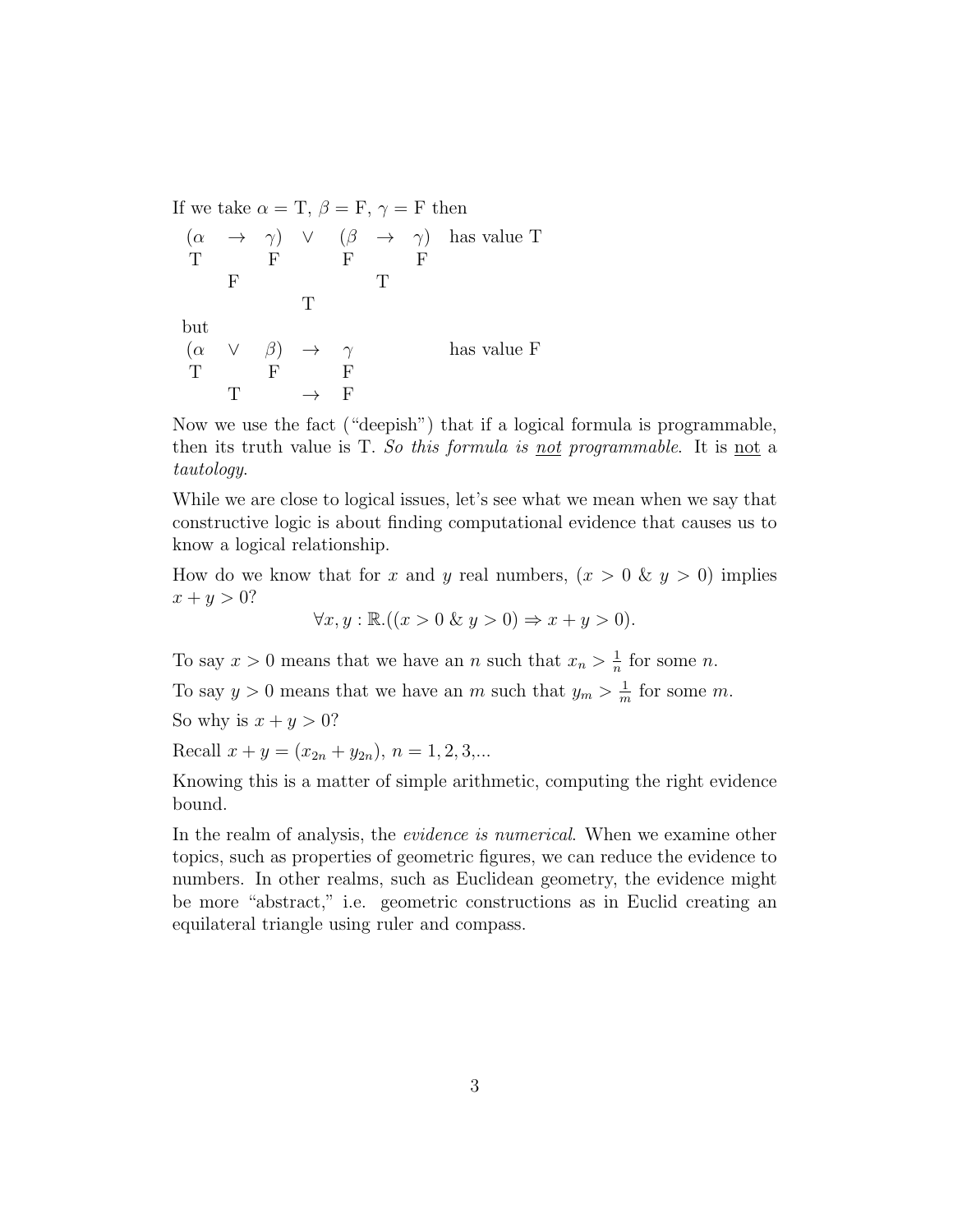If we take $\alpha = \text{T}$, $\beta = \text{F}$, $\gamma = \text{F}$ then

$$
\begin{array}{ccccccccl}
(\alpha & \to & \gamma) & \vee & (\beta & \to & \gamma) & & \text{has value T} \\
\text{T} & & \text{F} & & \text{F} & & \text{F} & & \\
 & \text{F} & & & & \text{T} & & & \\
 & & & \text{T} & & & & &
\end{array}
$$

but

$$
\begin{array}{cccccccl}
(\alpha & \vee & \beta) & \to & \gamma & & & \text{has value F} \\
\text{T} & & \text{F} & & \text{F} & & & \\
 & \text{T} & & \to & \text{F} & & &
\end{array}
$$

Now we use the fact ("deepish") that if a logical formula is programmable, then its truth value is T. *So this formula is* <u>*not*</u> *programmable*. It is <u>not</u> a *tautology*.

While we are close to logical issues, let's see what we mean when we say that constructive logic is about finding computational evidence that causes us to know a logical relationship.

How do we know that for $x$ and $y$ real numbers, $(x > 0 \ \& \ y > 0)$ implies $x + y > 0$?

$$\forall x, y : \mathbb{R}.((x > 0 \ \& \ y > 0) \Rightarrow x + y > 0).$$

To say $x > 0$ means that we have an $n$ such that $x_n > \frac{1}{n}$ for some $n$.

To say $y > 0$ means that we have an $m$ such that $y_m > \frac{1}{m}$ for some $m$.

So why is $x + y > 0$?

Recall $x + y = (x_{2n} + y_{2n})$, $n = 1, 2, 3, ...$

Knowing this is a matter of simple arithmetic, computing the right evidence bound.

In the realm of analysis, the *evidence is numerical*. When we examine other topics, such as properties of geometric figures, we can reduce the evidence to numbers. In other realms, such as Euclidean geometry, the evidence might be more "abstract," i.e. geometric constructions as in Euclid creating an equilateral triangle using ruler and compass.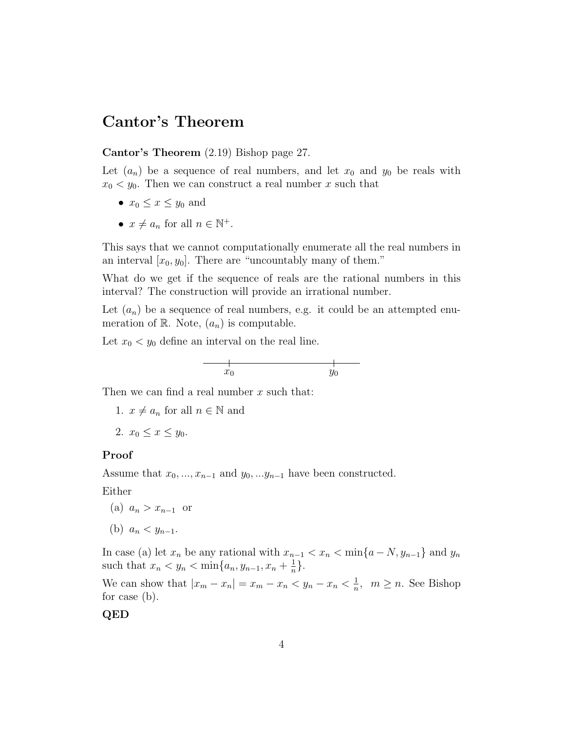# Cantor's Theorem

**Cantor's Theorem** (2.19) Bishop page 27.

Let $(a_n)$ be a sequence of real numbers, and let $x_0$ and $y_0$ be reals with $x_0 < y_0$. Then we can construct a real number $x$ such that

- $x_0 \leq x \leq y_0$ and
- $x \neq a_n$ for all $n \in \mathbb{N}^+$.

This says that we cannot computationally enumerate all the real numbers in an interval $[x_0, y_0]$. There are "uncountably many of them."

What do we get if the sequence of reals are the rational numbers in this interval? The construction will provide an irrational number.

Let $(a_n)$ be a sequence of real numbers, e.g. it could be an attempted enumeration of $\mathbb{R}$. Note, $(a_n)$ is computable.

Let $x_0 < y_0$ define an interval on the real line.

$x_0$

$y_0$

Then we can find a real number $x$ such that:

1. $x \neq a_n$ for all $n \in \mathbb{N}$ and
2. $x_0 \leq x \leq y_0$.

**Proof**

Assume that $x_0, ..., x_{n-1}$ and $y_0, ...y_{n-1}$ have been constructed.

Either

(a) $a_n > x_{n-1}$ or

(b) $a_n < y_{n-1}$.

In case (a) let $x_n$ be any rational with $x_{n-1} < x_n < \min\{a - N, y_{n-1}\}$ and $y_n$ such that $x_n < y_n < \min\{a_n, y_{n-1}, x_n + \frac{1}{n}\}$.

We can show that $|x_m - x_n| = x_m - x_n < y_n - x_n < \frac{1}{n}, \ \ m \geq n$. See Bishop for case (b).

**QED**